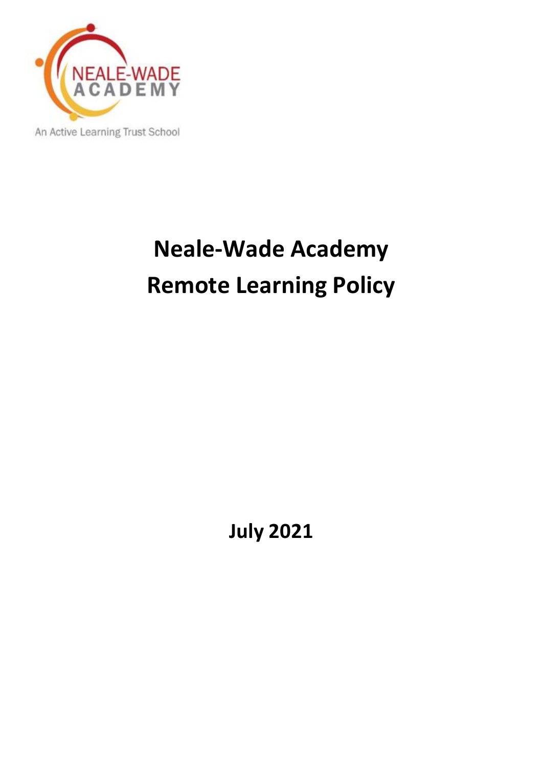NEALE-WADE ACADEMY

An Active Learning Trust School

# Neale-Wade Academy
# Remote Learning Policy

**July 2021**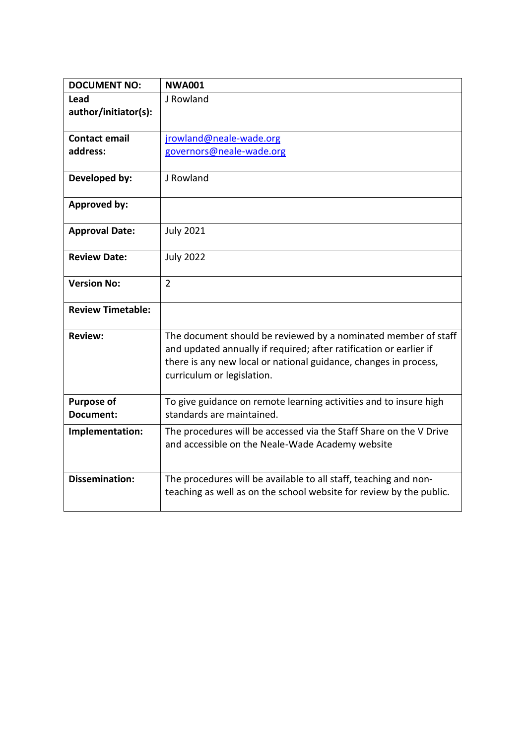| DOCUMENT NO: | NWA001 |
|---|---|
| Lead author/initiator(s): | J Rowland |
| Contact email address: | jrowland@neale-wade.org<br>governors@neale-wade.org |
| Developed by: | J Rowland |
| Approved by: | |
| Approval Date: | July 2021 |
| Review Date: | July 2022 |
| Version No: | 2 |
| Review Timetable: | |
| Review: | The document should be reviewed by a nominated member of staff and updated annually if required; after ratification or earlier if there is any new local or national guidance, changes in process, curriculum or legislation. |
| Purpose of Document: | To give guidance on remote learning activities and to insure high standards are maintained. |
| Implementation: | The procedures will be accessed via the Staff Share on the V Drive and accessible on the Neale-Wade Academy website |
| Dissemination: | The procedures will be available to all staff, teaching and non-teaching as well as on the school website for review by the public. |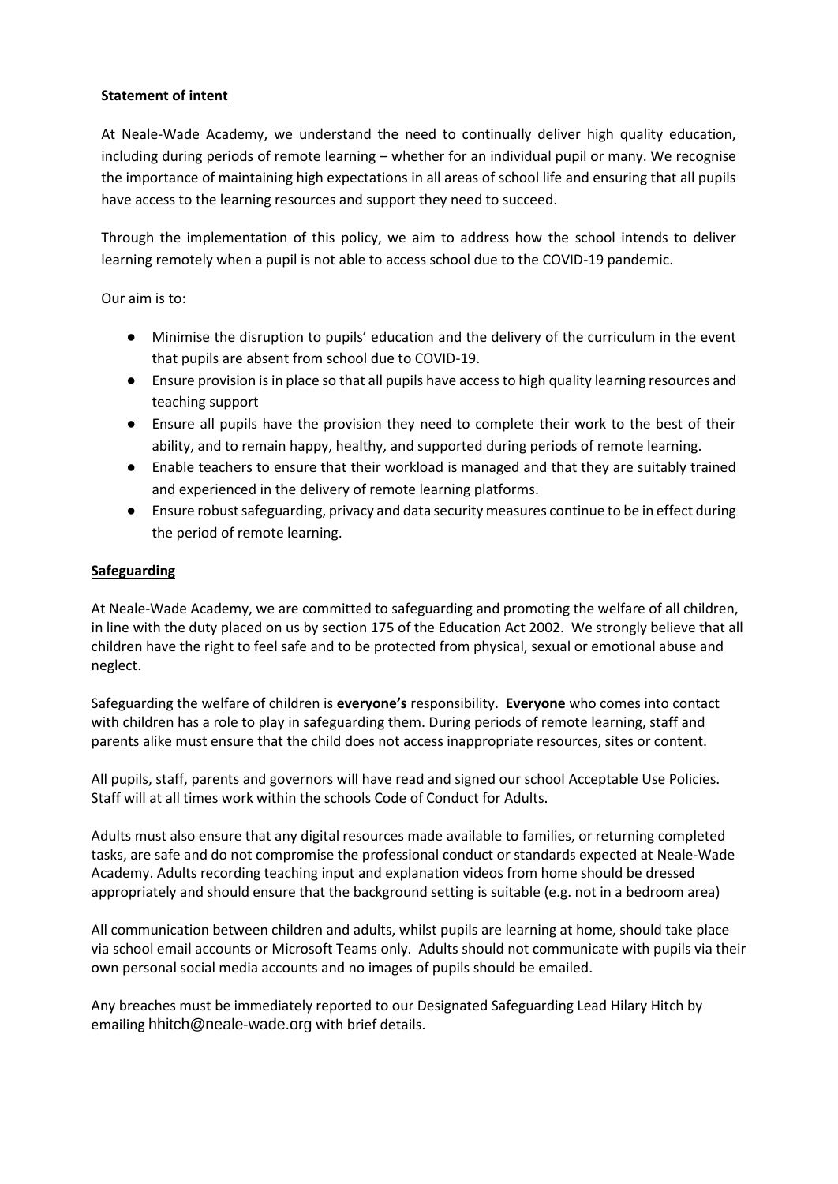**Statement of intent**

At Neale-Wade Academy, we understand the need to continually deliver high quality education, including during periods of remote learning – whether for an individual pupil or many. We recognise the importance of maintaining high expectations in all areas of school life and ensuring that all pupils have access to the learning resources and support they need to succeed.

Through the implementation of this policy, we aim to address how the school intends to deliver learning remotely when a pupil is not able to access school due to the COVID-19 pandemic.

Our aim is to:

- Minimise the disruption to pupils' education and the delivery of the curriculum in the event that pupils are absent from school due to COVID-19.
- Ensure provision is in place so that all pupils have access to high quality learning resources and teaching support
- Ensure all pupils have the provision they need to complete their work to the best of their ability, and to remain happy, healthy, and supported during periods of remote learning.
- Enable teachers to ensure that their workload is managed and that they are suitably trained and experienced in the delivery of remote learning platforms.
- Ensure robust safeguarding, privacy and data security measures continue to be in effect during the period of remote learning.

**Safeguarding**

At Neale-Wade Academy, we are committed to safeguarding and promoting the welfare of all children, in line with the duty placed on us by section 175 of the Education Act 2002. We strongly believe that all children have the right to feel safe and to be protected from physical, sexual or emotional abuse and neglect.

Safeguarding the welfare of children is **everyone's** responsibility. **Everyone** who comes into contact with children has a role to play in safeguarding them. During periods of remote learning, staff and parents alike must ensure that the child does not access inappropriate resources, sites or content.

All pupils, staff, parents and governors will have read and signed our school Acceptable Use Policies. Staff will at all times work within the schools Code of Conduct for Adults.

Adults must also ensure that any digital resources made available to families, or returning completed tasks, are safe and do not compromise the professional conduct or standards expected at Neale-Wade Academy. Adults recording teaching input and explanation videos from home should be dressed appropriately and should ensure that the background setting is suitable (e.g. not in a bedroom area)

All communication between children and adults, whilst pupils are learning at home, should take place via school email accounts or Microsoft Teams only. Adults should not communicate with pupils via their own personal social media accounts and no images of pupils should be emailed.

Any breaches must be immediately reported to our Designated Safeguarding Lead Hilary Hitch by emailing hhitch@neale-wade.org with brief details.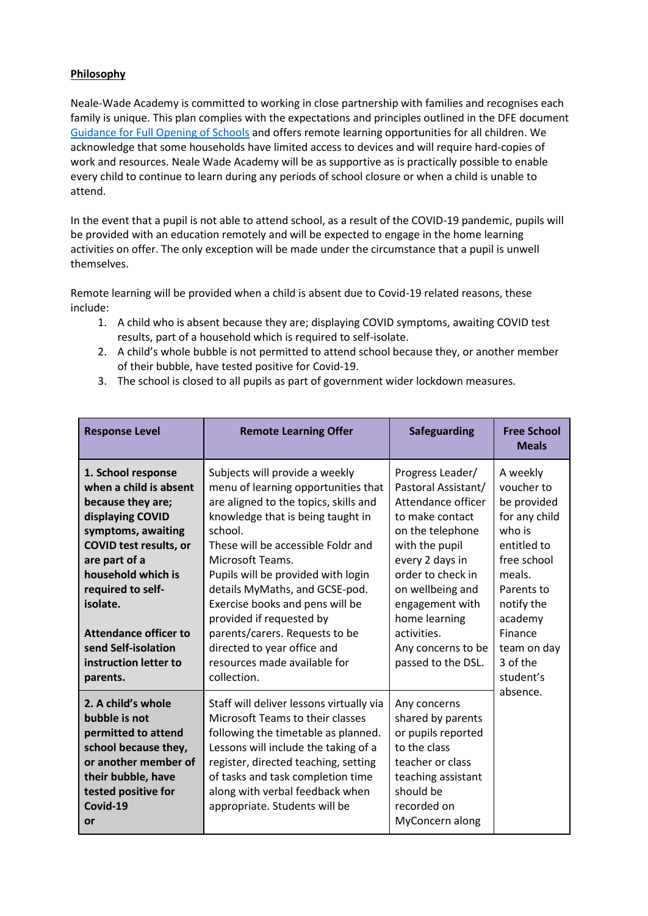**Philosophy**

Neale-Wade Academy is committed to working in close partnership with families and recognises each family is unique. This plan complies with the expectations and principles outlined in the DFE document Guidance for Full Opening of Schools and offers remote learning opportunities for all children. We acknowledge that some households have limited access to devices and will require hard-copies of work and resources. Neale Wade Academy will be as supportive as is practically possible to enable every child to continue to learn during any periods of school closure or when a child is unable to attend.

In the event that a pupil is not able to attend school, as a result of the COVID-19 pandemic, pupils will be provided with an education remotely and will be expected to engage in the home learning activities on offer. The only exception will be made under the circumstance that a pupil is unwell themselves.

Remote learning will be provided when a child is absent due to Covid-19 related reasons, these include:

1. A child who is absent because they are; displaying COVID symptoms, awaiting COVID test results, part of a household which is required to self-isolate.
2. A child's whole bubble is not permitted to attend school because they, or another member of their bubble, have tested positive for Covid-19.
3. The school is closed to all pupils as part of government wider lockdown measures.

| Response Level | Remote Learning Offer | Safeguarding | Free School Meals |
|---|---|---|---|
| **1. School response when a child is absent because they are; displaying COVID symptoms, awaiting COVID test results, or are part of a household which is required to self-isolate.**<br><br>**Attendance officer to send Self-isolation instruction letter to parents.** | Subjects will provide a weekly menu of learning opportunities that are aligned to the topics, skills and knowledge that is being taught in school.<br>These will be accessible Foldr and Microsoft Teams.<br>Pupils will be provided with login details MyMaths, and GCSE-pod.<br>Exercise books and pens will be provided if requested by parents/carers. Requests to be directed to year office and resources made available for collection. | Progress Leader/ Pastoral Assistant/ Attendance officer to make contact on the telephone with the pupil every 2 days in order to check in on wellbeing and engagement with home learning activities.<br>Any concerns to be passed to the DSL. | A weekly voucher to be provided for any child who is entitled to free school meals. Parents to notify the academy Finance team on day 3 of the student's absence. |
| **2. A child's whole bubble is not permitted to attend school because they, or another member of their bubble, have tested positive for Covid-19**<br>**or** | Staff will deliver lessons virtually via Microsoft Teams to their classes following the timetable as planned. Lessons will include the taking of a register, directed teaching, setting of tasks and task completion time along with verbal feedback when appropriate. Students will be | Any concerns shared by parents or pupils reported to the class teacher or class teaching assistant should be recorded on MyConcern along | |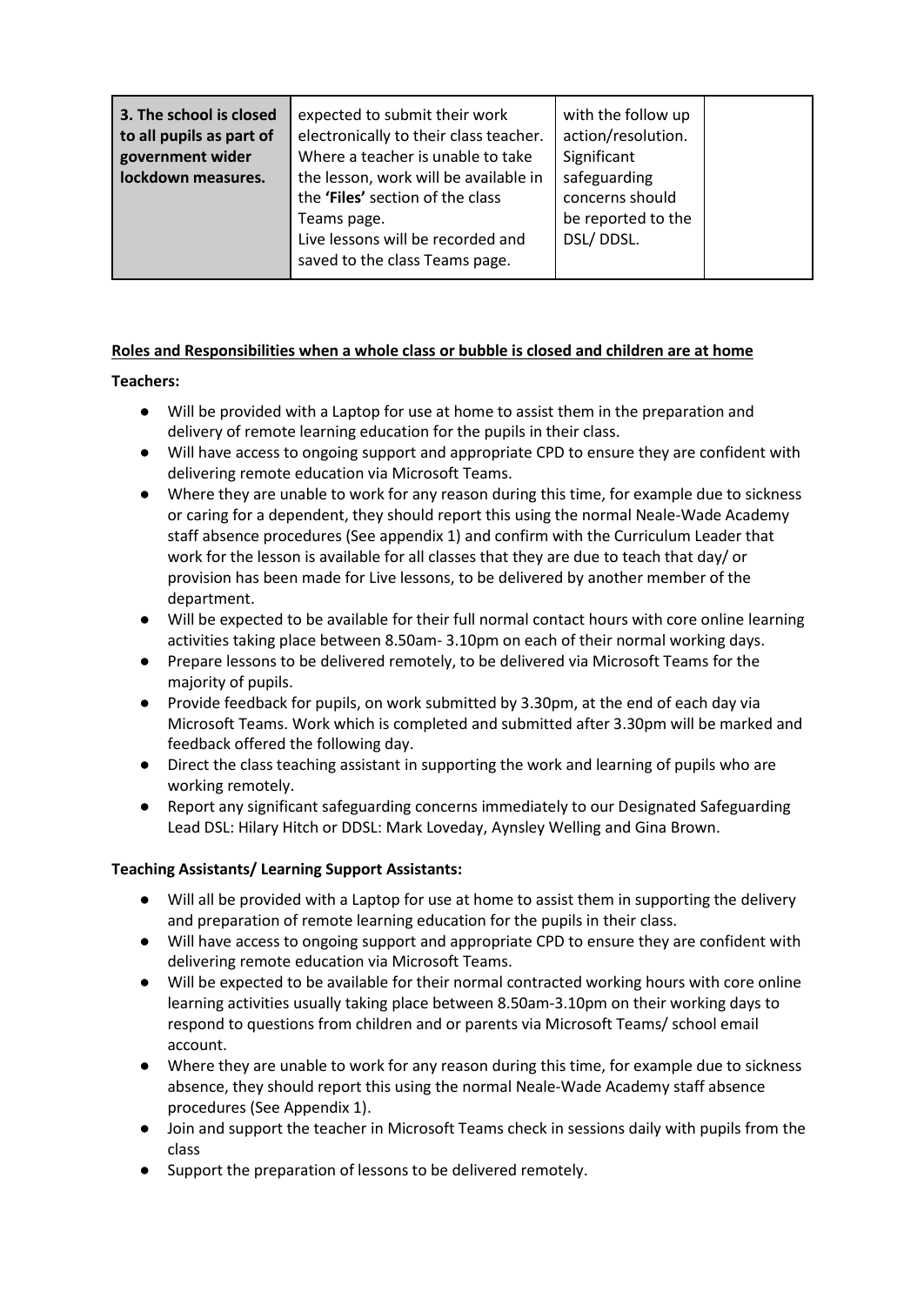| **3. The school is closed to all pupils as part of government wider lockdown measures.** | expected to submit their work electronically to their class teacher. Where a teacher is unable to take the lesson, work will be available in the **'Files'** section of the class Teams page.<br>Live lessons will be recorded and saved to the class Teams page. | with the follow up action/resolution. Significant safeguarding concerns should be reported to the DSL/ DDSL. | |
|---|---|---|---|

**Roles and Responsibilities when a whole class or bubble is closed and children are at home**

**Teachers:**

- Will be provided with a Laptop for use at home to assist them in the preparation and delivery of remote learning education for the pupils in their class.
- Will have access to ongoing support and appropriate CPD to ensure they are confident with delivering remote education via Microsoft Teams.
- Where they are unable to work for any reason during this time, for example due to sickness or caring for a dependent, they should report this using the normal Neale-Wade Academy staff absence procedures (See appendix 1) and confirm with the Curriculum Leader that work for the lesson is available for all classes that they are due to teach that day/ or provision has been made for Live lessons, to be delivered by another member of the department.
- Will be expected to be available for their full normal contact hours with core online learning activities taking place between 8.50am- 3.10pm on each of their normal working days.
- Prepare lessons to be delivered remotely, to be delivered via Microsoft Teams for the majority of pupils.
- Provide feedback for pupils, on work submitted by 3.30pm, at the end of each day via Microsoft Teams. Work which is completed and submitted after 3.30pm will be marked and feedback offered the following day.
- Direct the class teaching assistant in supporting the work and learning of pupils who are working remotely.
- Report any significant safeguarding concerns immediately to our Designated Safeguarding Lead DSL: Hilary Hitch or DDSL: Mark Loveday, Aynsley Welling and Gina Brown.

**Teaching Assistants/ Learning Support Assistants:**

- Will all be provided with a Laptop for use at home to assist them in supporting the delivery and preparation of remote learning education for the pupils in their class.
- Will have access to ongoing support and appropriate CPD to ensure they are confident with delivering remote education via Microsoft Teams.
- Will be expected to be available for their normal contracted working hours with core online learning activities usually taking place between 8.50am-3.10pm on their working days to respond to questions from children and or parents via Microsoft Teams/ school email account.
- Where they are unable to work for any reason during this time, for example due to sickness absence, they should report this using the normal Neale-Wade Academy staff absence procedures (See Appendix 1).
- Join and support the teacher in Microsoft Teams check in sessions daily with pupils from the class
- Support the preparation of lessons to be delivered remotely.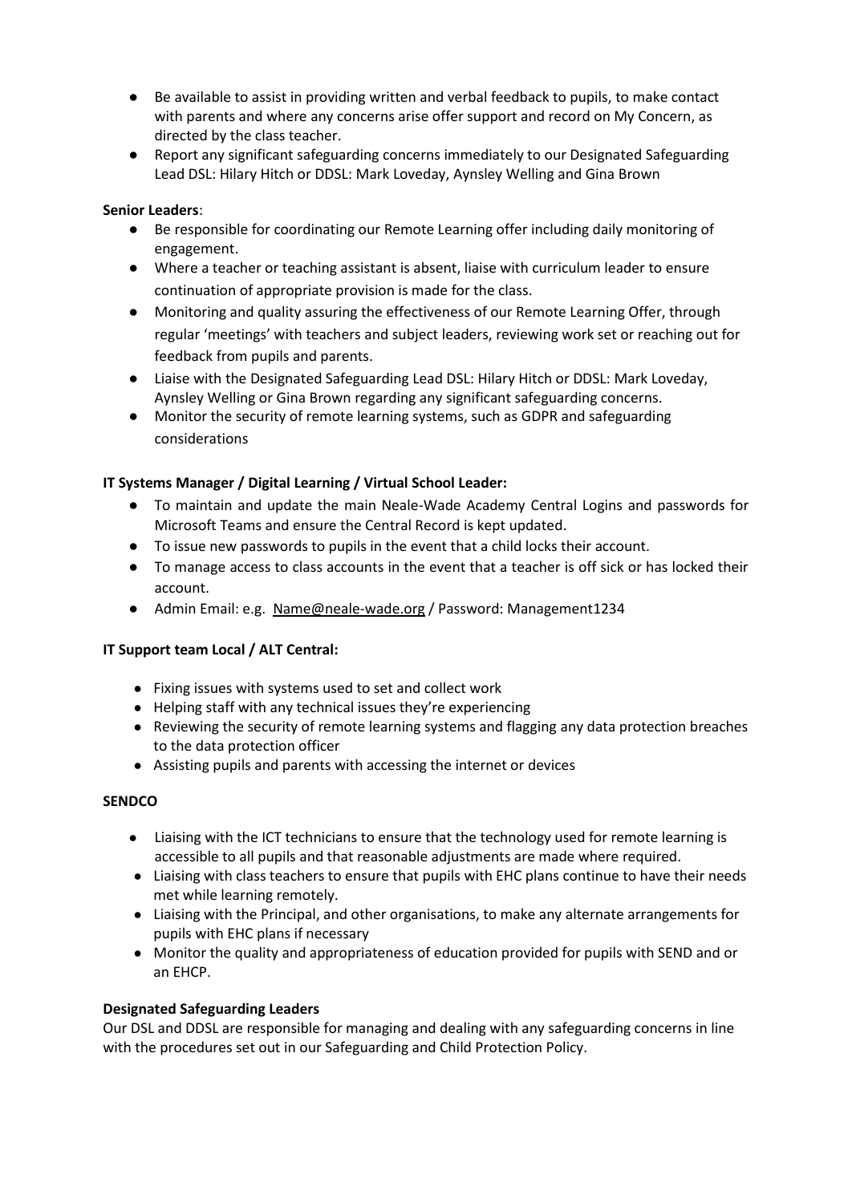- Be available to assist in providing written and verbal feedback to pupils, to make contact with parents and where any concerns arise offer support and record on My Concern, as directed by the class teacher.
- Report any significant safeguarding concerns immediately to our Designated Safeguarding Lead DSL: Hilary Hitch or DDSL: Mark Loveday, Aynsley Welling and Gina Brown

**Senior Leaders**:

- Be responsible for coordinating our Remote Learning offer including daily monitoring of engagement.
- Where a teacher or teaching assistant is absent, liaise with curriculum leader to ensure continuation of appropriate provision is made for the class.
- Monitoring and quality assuring the effectiveness of our Remote Learning Offer, through regular 'meetings' with teachers and subject leaders, reviewing work set or reaching out for feedback from pupils and parents.
- Liaise with the Designated Safeguarding Lead DSL: Hilary Hitch or DDSL: Mark Loveday, Aynsley Welling or Gina Brown regarding any significant safeguarding concerns.
- Monitor the security of remote learning systems, such as GDPR and safeguarding considerations

**IT Systems Manager / Digital Learning / Virtual School Leader:**

- To maintain and update the main Neale-Wade Academy Central Logins and passwords for Microsoft Teams and ensure the Central Record is kept updated.
- To issue new passwords to pupils in the event that a child locks their account.
- To manage access to class accounts in the event that a teacher is off sick or has locked their account.
- Admin Email: e.g. Name@neale-wade.org / Password: Management1234

**IT Support team Local / ALT Central:**

- Fixing issues with systems used to set and collect work
- Helping staff with any technical issues they're experiencing
- Reviewing the security of remote learning systems and flagging any data protection breaches to the data protection officer
- Assisting pupils and parents with accessing the internet or devices

**SENDCO**

- Liaising with the ICT technicians to ensure that the technology used for remote learning is accessible to all pupils and that reasonable adjustments are made where required.
- Liaising with class teachers to ensure that pupils with EHC plans continue to have their needs met while learning remotely.
- Liaising with the Principal, and other organisations, to make any alternate arrangements for pupils with EHC plans if necessary
- Monitor the quality and appropriateness of education provided for pupils with SEND and or an EHCP.

**Designated Safeguarding Leaders**

Our DSL and DDSL are responsible for managing and dealing with any safeguarding concerns in line with the procedures set out in our Safeguarding and Child Protection Policy.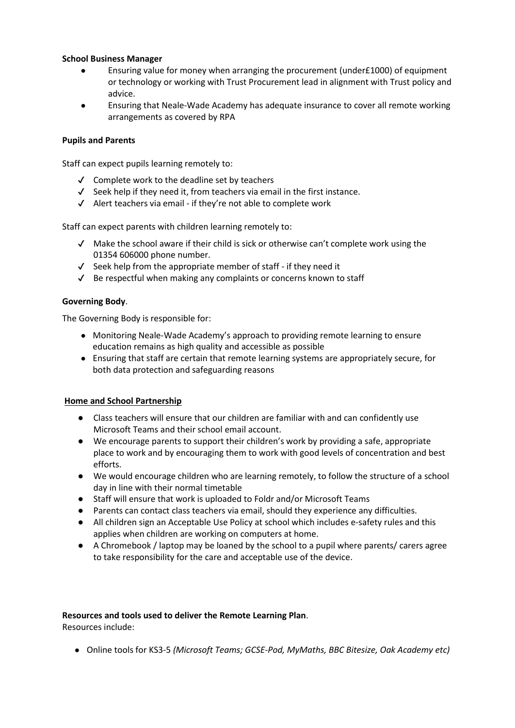**School Business Manager**

- Ensuring value for money when arranging the procurement (under£1000) of equipment or technology or working with Trust Procurement lead in alignment with Trust policy and advice.
- Ensuring that Neale-Wade Academy has adequate insurance to cover all remote working arrangements as covered by RPA

**Pupils and Parents**

Staff can expect pupils learning remotely to:

- ✓ Complete work to the deadline set by teachers
- ✓ Seek help if they need it, from teachers via email in the first instance.
- ✓ Alert teachers via email - if they're not able to complete work

Staff can expect parents with children learning remotely to:

- ✓ Make the school aware if their child is sick or otherwise can't complete work using the 01354 606000 phone number.
- ✓ Seek help from the appropriate member of staff - if they need it
- ✓ Be respectful when making any complaints or concerns known to staff

**Governing Body**.

The Governing Body is responsible for:

- Monitoring Neale-Wade Academy's approach to providing remote learning to ensure education remains as high quality and accessible as possible
- Ensuring that staff are certain that remote learning systems are appropriately secure, for both data protection and safeguarding reasons

**Home and School Partnership**

- Class teachers will ensure that our children are familiar with and can confidently use Microsoft Teams and their school email account.
- We encourage parents to support their children's work by providing a safe, appropriate place to work and by encouraging them to work with good levels of concentration and best efforts.
- We would encourage children who are learning remotely, to follow the structure of a school day in line with their normal timetable
- Staff will ensure that work is uploaded to Foldr and/or Microsoft Teams
- Parents can contact class teachers via email, should they experience any difficulties.
- All children sign an Acceptable Use Policy at school which includes e-safety rules and this applies when children are working on computers at home.
- A Chromebook / laptop may be loaned by the school to a pupil where parents/ carers agree to take responsibility for the care and acceptable use of the device.

**Resources and tools used to deliver the Remote Learning Plan**.

Resources include:

- Online tools for KS3-5 *(Microsoft Teams; GCSE-Pod, MyMaths, BBC Bitesize, Oak Academy etc)*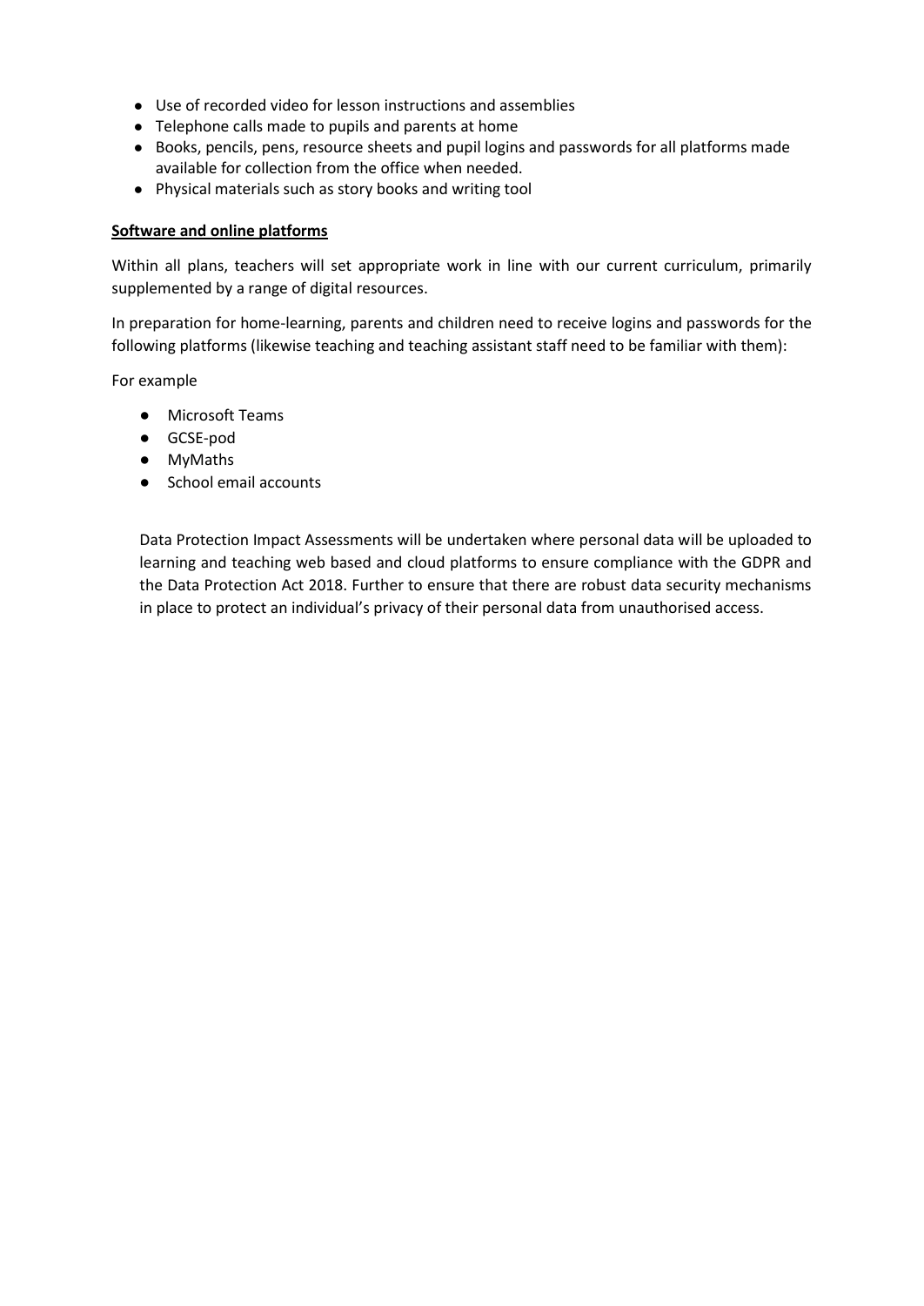- Use of recorded video for lesson instructions and assemblies
- Telephone calls made to pupils and parents at home
- Books, pencils, pens, resource sheets and pupil logins and passwords for all platforms made available for collection from the office when needed.
- Physical materials such as story books and writing tool

**Software and online platforms**

Within all plans, teachers will set appropriate work in line with our current curriculum, primarily supplemented by a range of digital resources.

In preparation for home-learning, parents and children need to receive logins and passwords for the following platforms (likewise teaching and teaching assistant staff need to be familiar with them):

For example

- Microsoft Teams
- GCSE-pod
- MyMaths
- School email accounts

Data Protection Impact Assessments will be undertaken where personal data will be uploaded to learning and teaching web based and cloud platforms to ensure compliance with the GDPR and the Data Protection Act 2018. Further to ensure that there are robust data security mechanisms in place to protect an individual's privacy of their personal data from unauthorised access.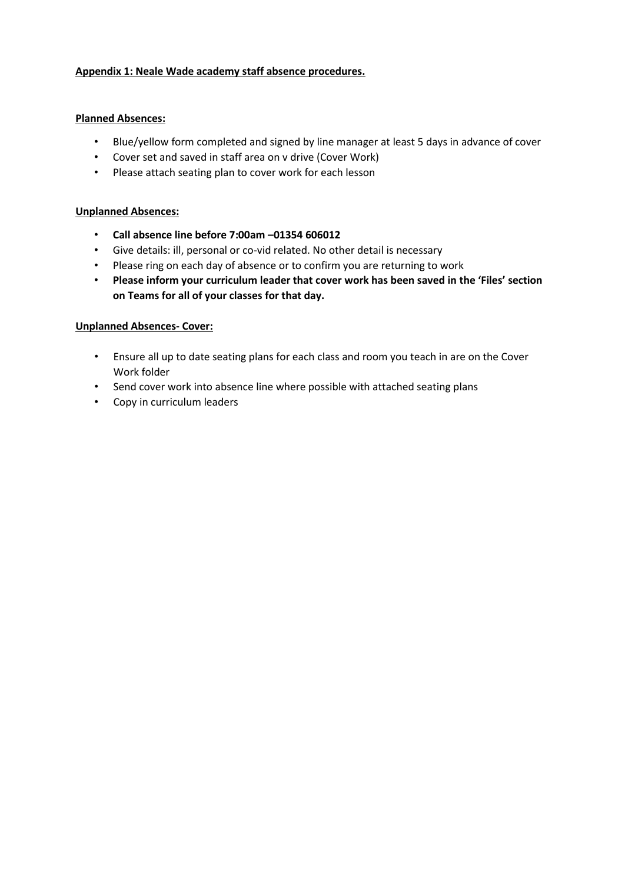**Appendix 1: Neale Wade academy staff absence procedures.**

**Planned Absences:**

- Blue/yellow form completed and signed by line manager at least 5 days in advance of cover
- Cover set and saved in staff area on v drive (Cover Work)
- Please attach seating plan to cover work for each lesson

**Unplanned Absences:**

- **Call absence line before 7:00am –01354 606012**
- Give details: ill, personal or co-vid related. No other detail is necessary
- Please ring on each day of absence or to confirm you are returning to work
- **Please inform your curriculum leader that cover work has been saved in the 'Files' section on Teams for all of your classes for that day.**

**Unplanned Absences- Cover:**

- Ensure all up to date seating plans for each class and room you teach in are on the Cover Work folder
- Send cover work into absence line where possible with attached seating plans
- Copy in curriculum leaders